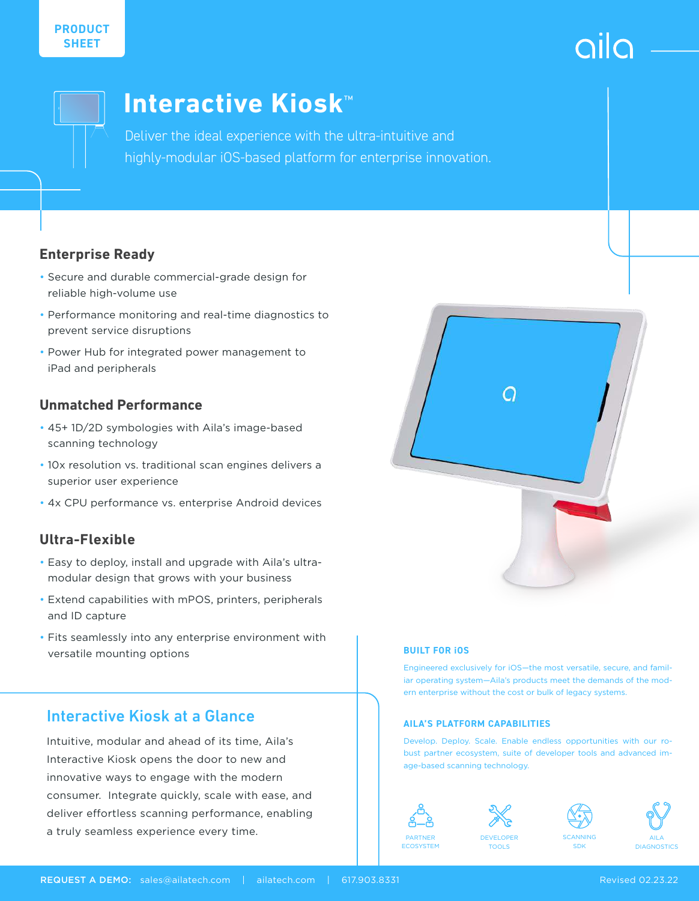PRODUCT SHEET

aila

# Interactive Kiosk™

Deliver the ideal experience with the ultra-intuitive and highly-modular iOS-based platform for enterprise innovation.

## Enterprise Ready

- Secure and durable commercial-grade design for reliable high-volume use
- Performance monitoring and real-time diagnostics to prevent service disruptions
- Power Hub for integrated power management to iPad and peripherals

## Unmatched Performance

- 45+ 1D/2D symbologies with Aila's image-based scanning technology
- 10x resolution vs. traditional scan engines delivers a superior user experience
- 4x CPU performance vs. enterprise Android devices

## Ultra-Flexible

- Easy to deploy, install and upgrade with Aila's ultra-modular design that grows with your business
- Extend capabilities with mPOS, printers, peripherals and ID capture
- Fits seamlessly into any enterprise environment with versatile mounting options

## Interactive Kiosk at a Glance

Intuitive, modular and ahead of its time, Aila's Interactive Kiosk opens the door to new and innovative ways to engage with the modern consumer. Integrate quickly, scale with ease, and deliver effortless scanning performance, enabling a truly seamless experience every time.

### BUILT FOR iOS

Engineered exclusively for iOS—the most versatile, secure, and familiar operating system—Aila's products meet the demands of the modern enterprise without the cost or bulk of legacy systems.

### AILA'S PLATFORM CAPABILITIES

Develop. Deploy. Scale. Enable endless opportunities with our robust partner ecosystem, suite of developer tools and advanced image-based scanning technology.

PARTNER ECOSYSTEM | DEVELOPER TOOLS | SCANNING SDK | AILA DIAGNOSTICS

**REQUEST A DEMO:** sales@ailatech.com | ailatech.com | 617.903.8331

Revised 02.23.22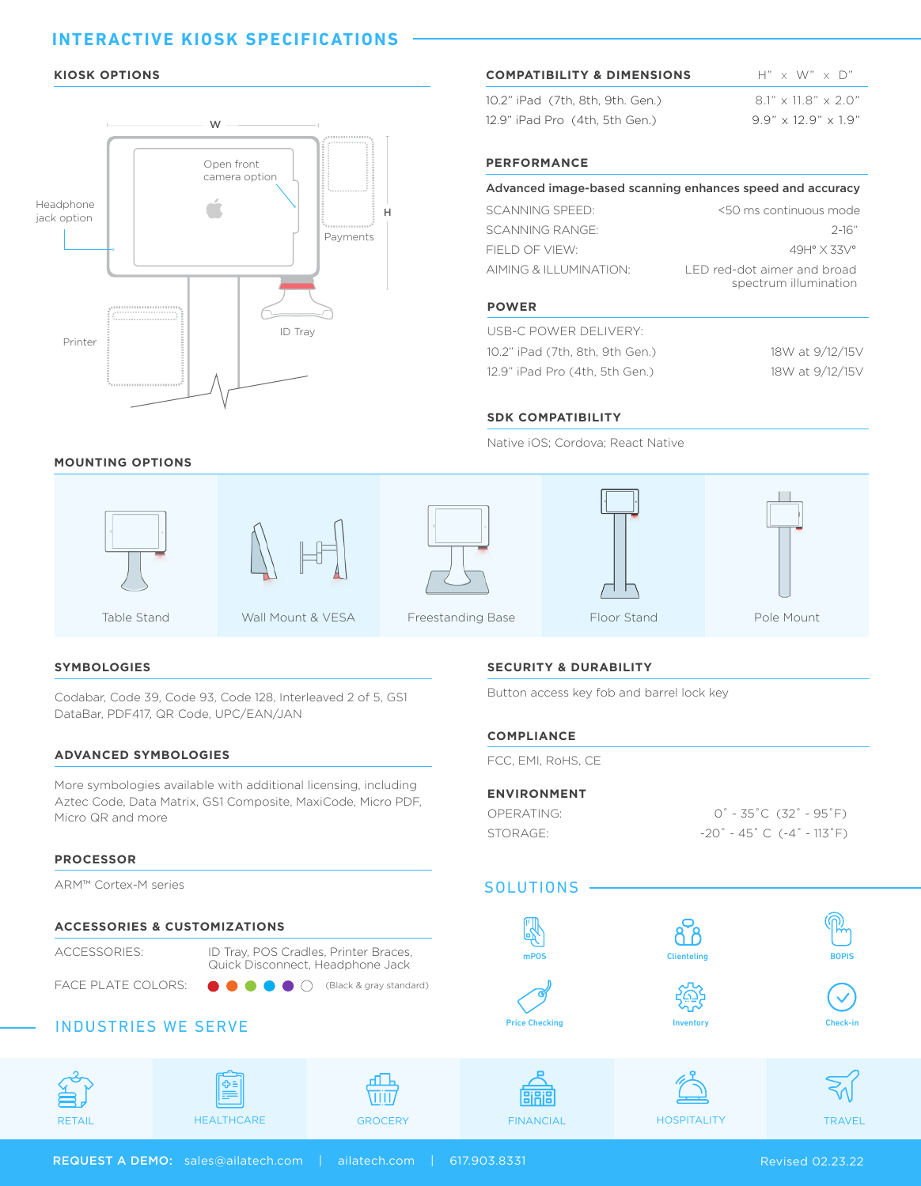# INTERACTIVE KIOSK SPECIFICATIONS

## KIOSK OPTIONS

W

H

Open front camera option

Headphone jack option

Payments

ID Tray

Printer

## COMPATIBILITY & DIMENSIONS

| | H" x W" x D" |
|---|---|
| 10.2" iPad (7th, 8th, 9th. Gen.) | 8.1" x 11.8" x 2.0" |
| 12.9" iPad Pro (4th, 5th Gen.) | 9.9" x 12.9" x 1.9" |

## PERFORMANCE

Advanced image-based scanning enhances speed and accuracy

| | |
|---|---|
| SCANNING SPEED: | <50 ms continuous mode |
| SCANNING RANGE: | 2-16" |
| FIELD OF VIEW: | 49H° X 33V° |
| AIMING & ILLUMINATION: | LED red-dot aimer and broad spectrum illumination |

## POWER

USB-C POWER DELIVERY:

| | |
|---|---|
| 10.2" iPad (7th, 8th, 9th Gen.) | 18W at 9/12/15V |
| 12.9" iPad Pro (4th, 5th Gen.) | 18W at 9/12/15V |

## SDK COMPATIBILITY

Native iOS; Cordova; React Native

## MOUNTING OPTIONS

Table Stand | Wall Mount & VESA | Freestanding Base | Floor Stand | Pole Mount

## SYMBOLOGIES

Codabar, Code 39, Code 93, Code 128, Interleaved 2 of 5, GS1 DataBar, PDF417, QR Code, UPC/EAN/JAN

## ADVANCED SYMBOLOGIES

More symbologies available with additional licensing, including Aztec Code, Data Matrix, GS1 Composite, MaxiCode, Micro PDF, Micro QR and more

## PROCESSOR

ARM™ Cortex-M series

## ACCESSORIES & CUSTOMIZATIONS

| | |
|---|---|
| ACCESSORIES: | ID Tray, POS Cradles, Printer Braces, Quick Disconnect, Headphone Jack |
| FACE PLATE COLORS: | (Black & gray standard) |

## SECURITY & DURABILITY

Button access key fob and barrel lock key

## COMPLIANCE

FCC, EMI, RoHS, CE

## ENVIRONMENT

| | |
|---|---|
| OPERATING: | 0˚ - 35˚C (32˚ - 95˚F) |
| STORAGE: | -20˚ - 45˚ C (-4˚ - 113˚F) |

## SOLUTIONS

mPOS | Clienteling | BOPIS | Price Checking | Inventory | Check-in

## INDUSTRIES WE SERVE

RETAIL | HEALTHCARE | GROCERY | FINANCIAL | HOSPITALITY | TRAVEL

**REQUEST A DEMO:** sales@ailatech.com | ailatech.com | 617.903.8331

Revised 02.23.22